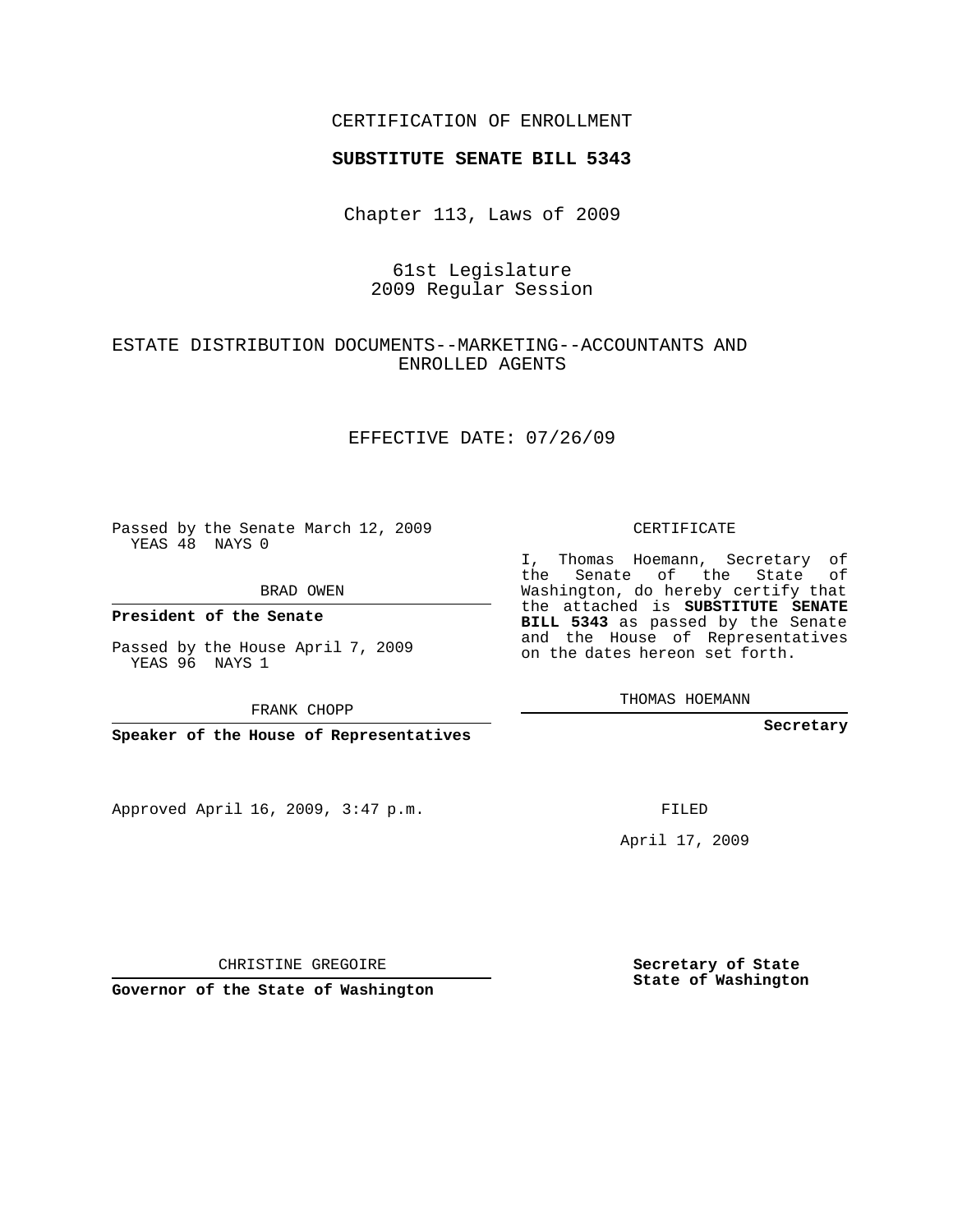CERTIFICATION OF ENROLLMENT

**SUBSTITUTE SENATE BILL 5343**

Chapter 113, Laws of 2009

61st Legislature
2009 Regular Session

ESTATE DISTRIBUTION DOCUMENTS--MARKETING--ACCOUNTANTS AND ENROLLED AGENTS

EFFECTIVE DATE: 07/26/09

Passed by the Senate March 12, 2009
YEAS 48 NAYS 0

BRAD OWEN

**President of the Senate**

Passed by the House April 7, 2009
YEAS 96 NAYS 1

FRANK CHOPP

**Speaker of the House of Representatives**

Approved April 16, 2009, 3:47 p.m.

CHRISTINE GREGOIRE

**Governor of the State of Washington**

CERTIFICATE

I, Thomas Hoemann, Secretary of the Senate of the State of Washington, do hereby certify that the attached is **SUBSTITUTE SENATE BILL 5343** as passed by the Senate and the House of Representatives on the dates hereon set forth.

THOMAS HOEMANN

**Secretary**

FILED

April 17, 2009

**Secretary of State**
**State of Washington**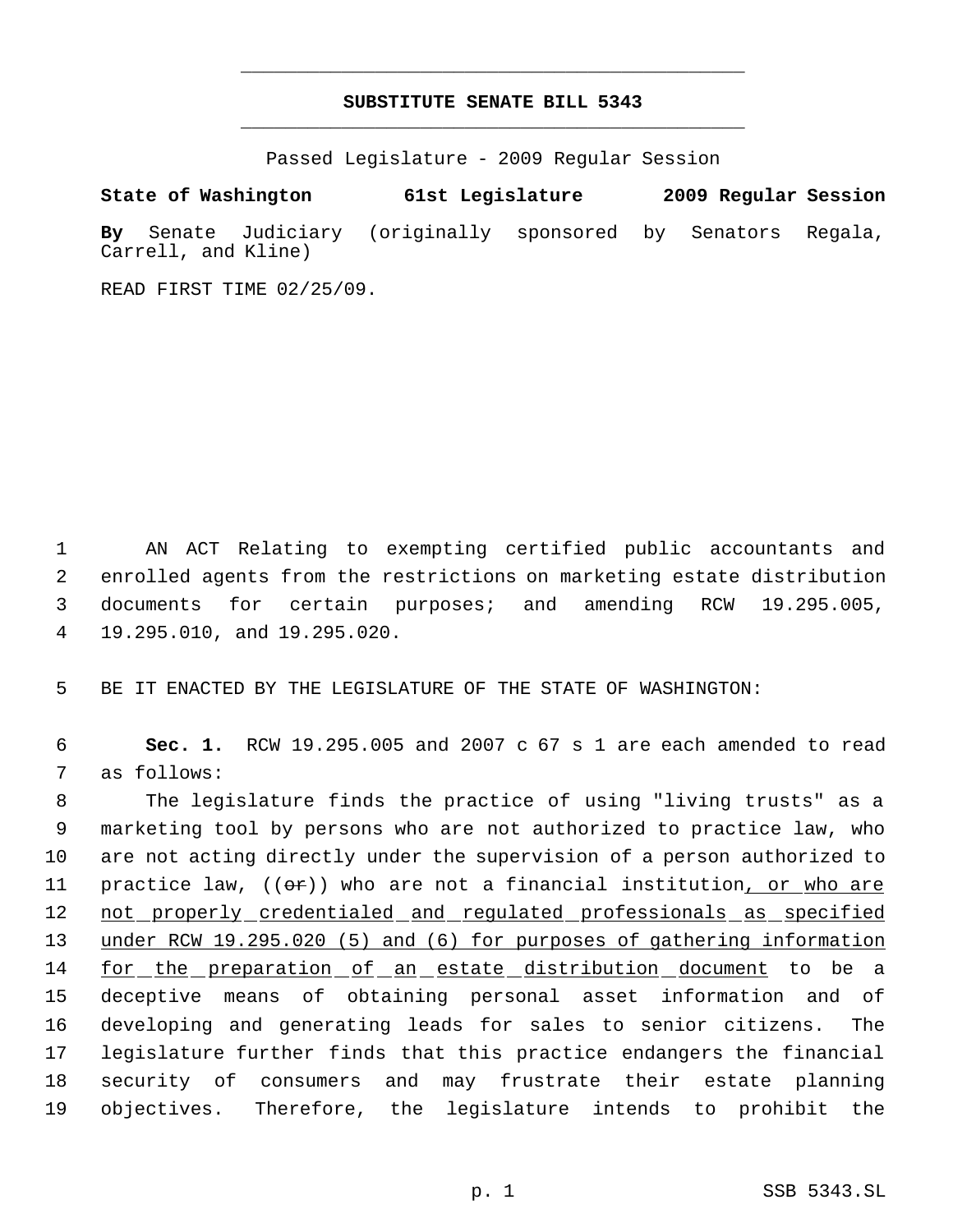# SUBSTITUTE SENATE BILL 5343

Passed Legislature - 2009 Regular Session

**State of Washington 61st Legislature 2009 Regular Session**

**By** Senate Judiciary (originally sponsored by Senators Regala, Carrell, and Kline)

READ FIRST TIME 02/25/09.

1 AN ACT Relating to exempting certified public accountants and
2 enrolled agents from the restrictions on marketing estate distribution
3 documents for certain purposes; and amending RCW 19.295.005,
4 19.295.010, and 19.295.020.

5 BE IT ENACTED BY THE LEGISLATURE OF THE STATE OF WASHINGTON:

6 **Sec. 1.** RCW 19.295.005 and 2007 c 67 s 1 are each amended to read
7 as follows:

8 The legislature finds the practice of using "living trusts" as a
9 marketing tool by persons who are not authorized to practice law, who
10 are not acting directly under the supervision of a person authorized to
11 practice law, ((~~or~~)) who are not a financial institution, or who are
12 not properly credentialed and regulated professionals as specified
13 under RCW 19.295.020 (5) and (6) for purposes of gathering information
14 for the preparation of an estate distribution document to be a
15 deceptive means of obtaining personal asset information and of
16 developing and generating leads for sales to senior citizens. The
17 legislature further finds that this practice endangers the financial
18 security of consumers and may frustrate their estate planning
19 objectives. Therefore, the legislature intends to prohibit the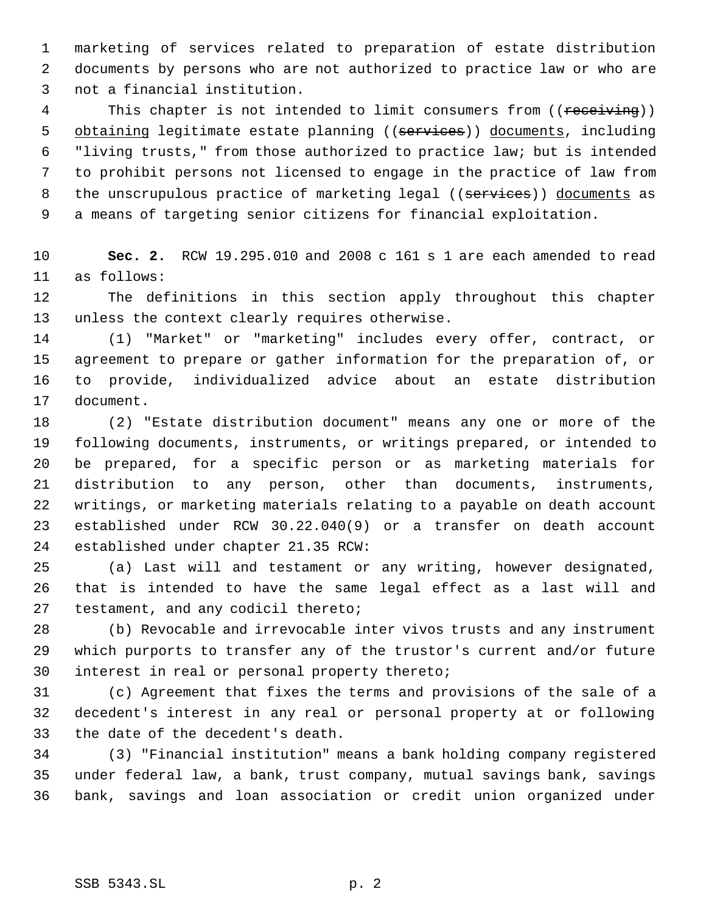marketing of services related to preparation of estate distribution documents by persons who are not authorized to practice law or who are not a financial institution.

This chapter is not intended to limit consumers from ((~~receiving~~)) <u>obtaining</u> legitimate estate planning ((~~services~~)) <u>documents</u>, including "living trusts," from those authorized to practice law; but is intended to prohibit persons not licensed to engage in the practice of law from the unscrupulous practice of marketing legal ((~~services~~)) <u>documents</u> as a means of targeting senior citizens for financial exploitation.

**Sec. 2.** RCW 19.295.010 and 2008 c 161 s 1 are each amended to read as follows:

The definitions in this section apply throughout this chapter unless the context clearly requires otherwise.

(1) "Market" or "marketing" includes every offer, contract, or agreement to prepare or gather information for the preparation of, or to provide, individualized advice about an estate distribution document.

(2) "Estate distribution document" means any one or more of the following documents, instruments, or writings prepared, or intended to be prepared, for a specific person or as marketing materials for distribution to any person, other than documents, instruments, writings, or marketing materials relating to a payable on death account established under RCW 30.22.040(9) or a transfer on death account established under chapter 21.35 RCW:

(a) Last will and testament or any writing, however designated, that is intended to have the same legal effect as a last will and testament, and any codicil thereto;

(b) Revocable and irrevocable inter vivos trusts and any instrument which purports to transfer any of the trustor's current and/or future interest in real or personal property thereto;

(c) Agreement that fixes the terms and provisions of the sale of a decedent's interest in any real or personal property at or following the date of the decedent's death.

(3) "Financial institution" means a bank holding company registered under federal law, a bank, trust company, mutual savings bank, savings bank, savings and loan association or credit union organized under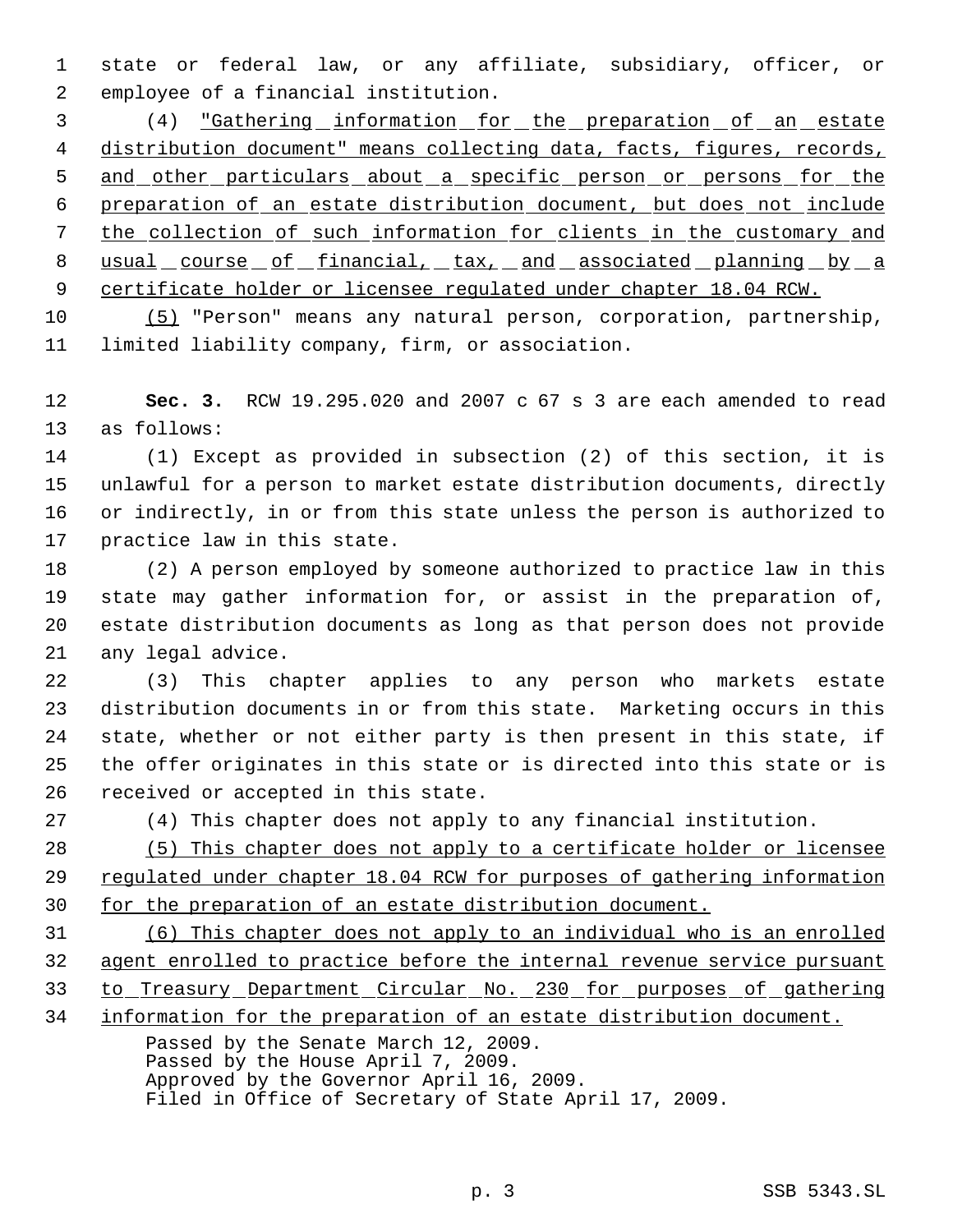state or federal law, or any affiliate, subsidiary, officer, or employee of a financial institution.

(4) <u>"Gathering information for the preparation of an estate distribution document" means collecting data, facts, figures, records, and other particulars about a specific person or persons for the preparation of an estate distribution document, but does not include the collection of such information for clients in the customary and usual course of financial, tax, and associated planning by a certificate holder or licensee regulated under chapter 18.04 RCW.</u>

<u>(5)</u> "Person" means any natural person, corporation, partnership, limited liability company, firm, or association.

**Sec. 3.** RCW 19.295.020 and 2007 c 67 s 3 are each amended to read as follows:

(1) Except as provided in subsection (2) of this section, it is unlawful for a person to market estate distribution documents, directly or indirectly, in or from this state unless the person is authorized to practice law in this state.

(2) A person employed by someone authorized to practice law in this state may gather information for, or assist in the preparation of, estate distribution documents as long as that person does not provide any legal advice.

(3) This chapter applies to any person who markets estate distribution documents in or from this state. Marketing occurs in this state, whether or not either party is then present in this state, if the offer originates in this state or is directed into this state or is received or accepted in this state.

(4) This chapter does not apply to any financial institution.

<u>(5) This chapter does not apply to a certificate holder or licensee regulated under chapter 18.04 RCW for purposes of gathering information for the preparation of an estate distribution document.</u>

<u>(6) This chapter does not apply to an individual who is an enrolled agent enrolled to practice before the internal revenue service pursuant to Treasury Department Circular No. 230 for purposes of gathering information for the preparation of an estate distribution document.</u>

Passed by the Senate March 12, 2009.
Passed by the House April 7, 2009.
Approved by the Governor April 16, 2009.
Filed in Office of Secretary of State April 17, 2009.